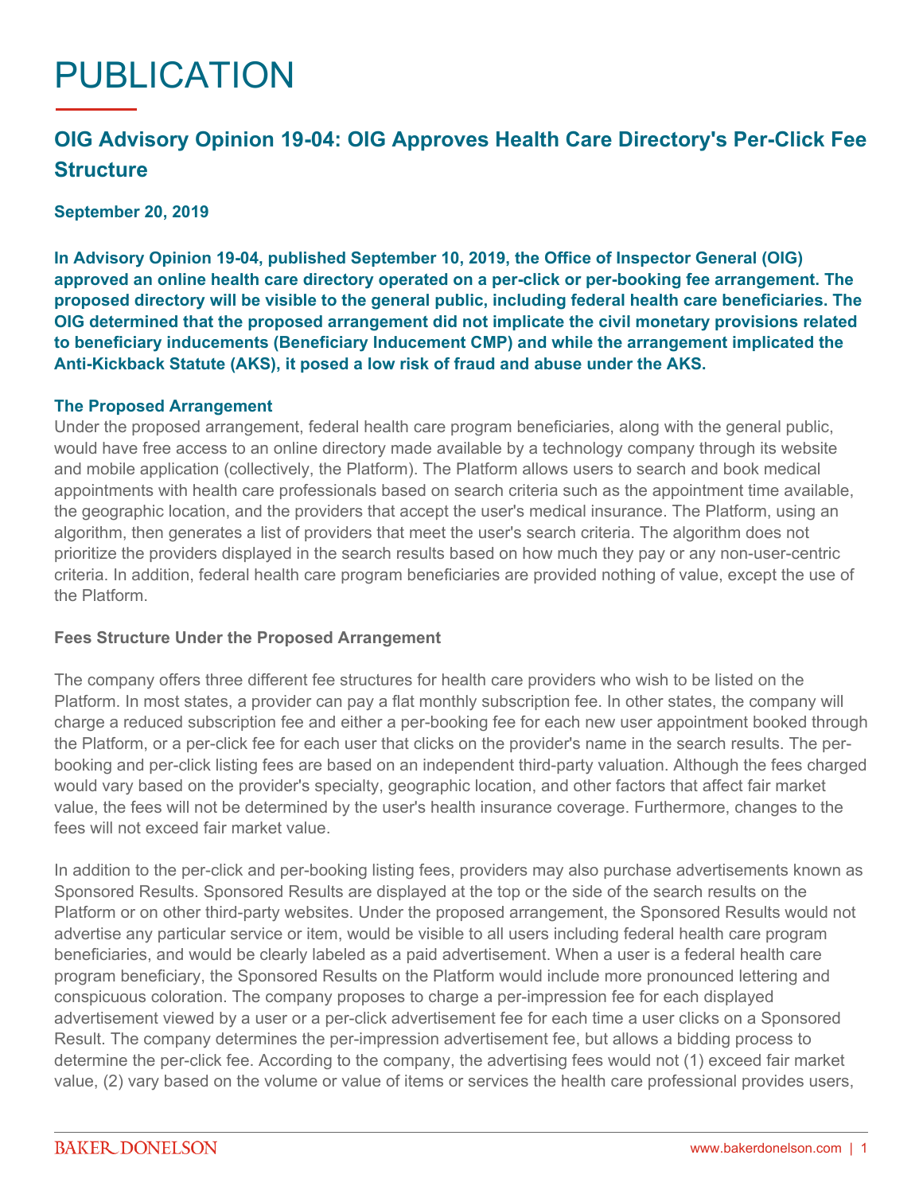# PUBLICATION

## OIG Advisory Opinion 19-04: OIG Approves Health Care Directory's Per-Click Fee Structure

**September 20, 2019**

**In Advisory Opinion 19-04, published September 10, 2019, the Office of Inspector General (OIG) approved an online health care directory operated on a per-click or per-booking fee arrangement. The proposed directory will be visible to the general public, including federal health care beneficiaries. The OIG determined that the proposed arrangement did not implicate the civil monetary provisions related to beneficiary inducements (Beneficiary Inducement CMP) and while the arrangement implicated the Anti-Kickback Statute (AKS), it posed a low risk of fraud and abuse under the AKS.**

### The Proposed Arrangement

Under the proposed arrangement, federal health care program beneficiaries, along with the general public, would have free access to an online directory made available by a technology company through its website and mobile application (collectively, the Platform). The Platform allows users to search and book medical appointments with health care professionals based on search criteria such as the appointment time available, the geographic location, and the providers that accept the user's medical insurance. The Platform, using an algorithm, then generates a list of providers that meet the user's search criteria. The algorithm does not prioritize the providers displayed in the search results based on how much they pay or any non-user-centric criteria. In addition, federal health care program beneficiaries are provided nothing of value, except the use of the Platform.

#### Fees Structure Under the Proposed Arrangement

The company offers three different fee structures for health care providers who wish to be listed on the Platform. In most states, a provider can pay a flat monthly subscription fee. In other states, the company will charge a reduced subscription fee and either a per-booking fee for each new user appointment booked through the Platform, or a per-click fee for each user that clicks on the provider's name in the search results. The per-booking and per-click listing fees are based on an independent third-party valuation. Although the fees charged would vary based on the provider's specialty, geographic location, and other factors that affect fair market value, the fees will not be determined by the user's health insurance coverage. Furthermore, changes to the fees will not exceed fair market value.

In addition to the per-click and per-booking listing fees, providers may also purchase advertisements known as Sponsored Results. Sponsored Results are displayed at the top or the side of the search results on the Platform or on other third-party websites. Under the proposed arrangement, the Sponsored Results would not advertise any particular service or item, would be visible to all users including federal health care program beneficiaries, and would be clearly labeled as a paid advertisement. When a user is a federal health care program beneficiary, the Sponsored Results on the Platform would include more pronounced lettering and conspicuous coloration. The company proposes to charge a per-impression fee for each displayed advertisement viewed by a user or a per-click advertisement fee for each time a user clicks on a Sponsored Result. The company determines the per-impression advertisement fee, but allows a bidding process to determine the per-click fee. According to the company, the advertising fees would not (1) exceed fair market value, (2) vary based on the volume or value of items or services the health care professional provides users,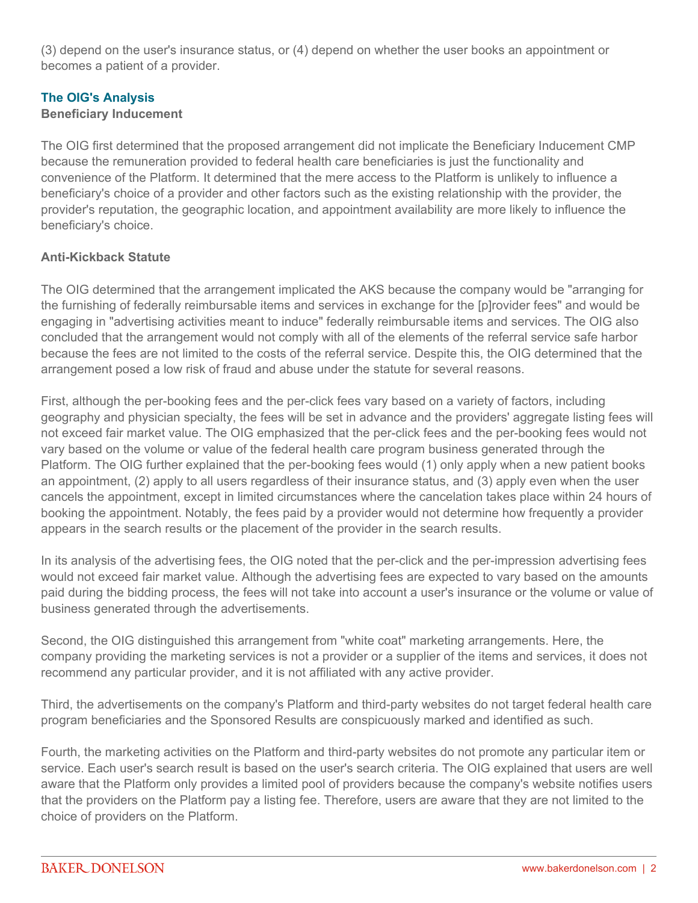(3) depend on the user's insurance status, or (4) depend on whether the user books an appointment or becomes a patient of a provider.

## The OIG's Analysis

### Beneficiary Inducement

The OIG first determined that the proposed arrangement did not implicate the Beneficiary Inducement CMP because the remuneration provided to federal health care beneficiaries is just the functionality and convenience of the Platform. It determined that the mere access to the Platform is unlikely to influence a beneficiary's choice of a provider and other factors such as the existing relationship with the provider, the provider's reputation, the geographic location, and appointment availability are more likely to influence the beneficiary's choice.

### Anti-Kickback Statute

The OIG determined that the arrangement implicated the AKS because the company would be "arranging for the furnishing of federally reimbursable items and services in exchange for the [p]rovider fees" and would be engaging in "advertising activities meant to induce" federally reimbursable items and services. The OIG also concluded that the arrangement would not comply with all of the elements of the referral service safe harbor because the fees are not limited to the costs of the referral service. Despite this, the OIG determined that the arrangement posed a low risk of fraud and abuse under the statute for several reasons.

First, although the per-booking fees and the per-click fees vary based on a variety of factors, including geography and physician specialty, the fees will be set in advance and the providers' aggregate listing fees will not exceed fair market value. The OIG emphasized that the per-click fees and the per-booking fees would not vary based on the volume or value of the federal health care program business generated through the Platform. The OIG further explained that the per-booking fees would (1) only apply when a new patient books an appointment, (2) apply to all users regardless of their insurance status, and (3) apply even when the user cancels the appointment, except in limited circumstances where the cancelation takes place within 24 hours of booking the appointment. Notably, the fees paid by a provider would not determine how frequently a provider appears in the search results or the placement of the provider in the search results.

In its analysis of the advertising fees, the OIG noted that the per-click and the per-impression advertising fees would not exceed fair market value. Although the advertising fees are expected to vary based on the amounts paid during the bidding process, the fees will not take into account a user's insurance or the volume or value of business generated through the advertisements.

Second, the OIG distinguished this arrangement from "white coat" marketing arrangements. Here, the company providing the marketing services is not a provider or a supplier of the items and services, it does not recommend any particular provider, and it is not affiliated with any active provider.

Third, the advertisements on the company's Platform and third-party websites do not target federal health care program beneficiaries and the Sponsored Results are conspicuously marked and identified as such.

Fourth, the marketing activities on the Platform and third-party websites do not promote any particular item or service. Each user's search result is based on the user's search criteria. The OIG explained that users are well aware that the Platform only provides a limited pool of providers because the company's website notifies users that the providers on the Platform pay a listing fee. Therefore, users are aware that they are not limited to the choice of providers on the Platform.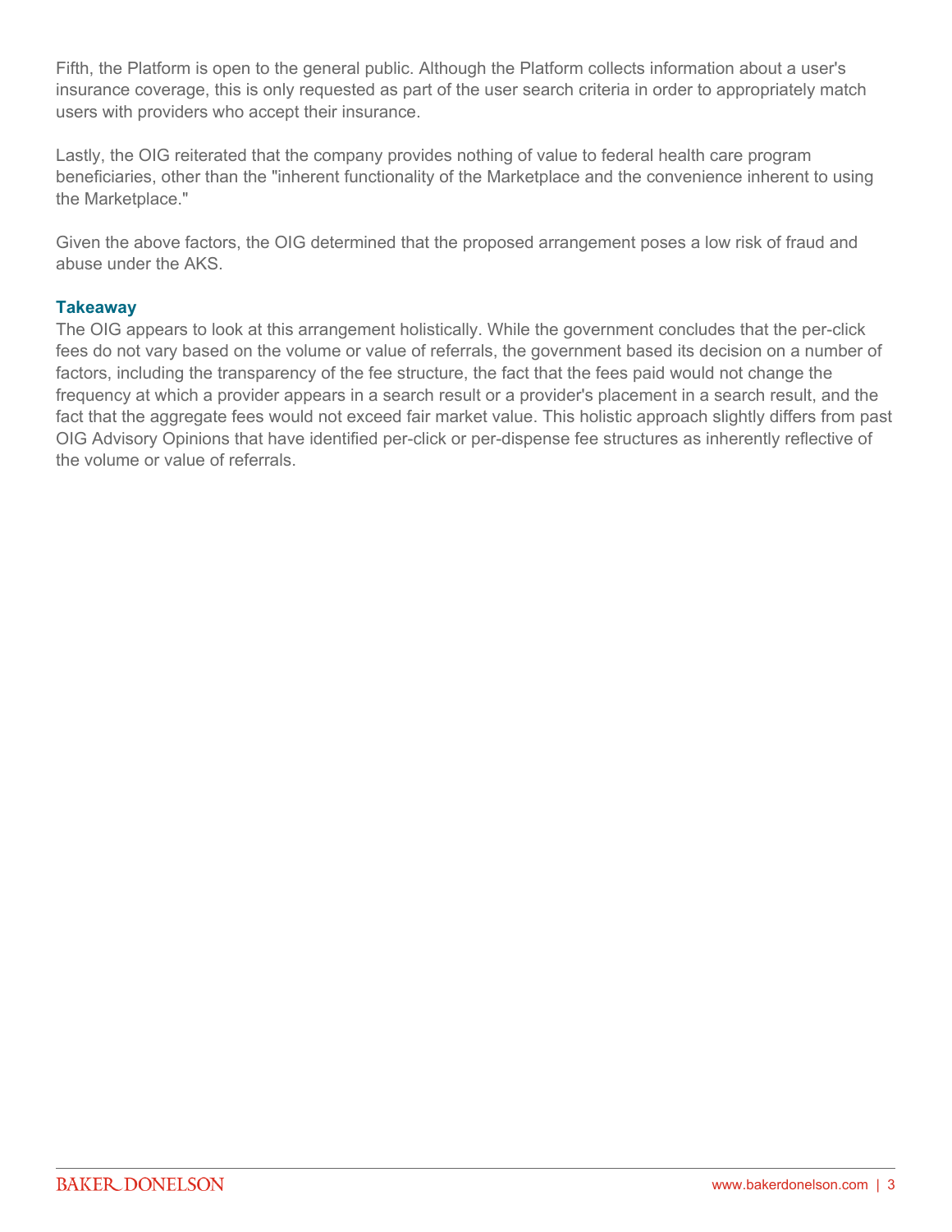Fifth, the Platform is open to the general public. Although the Platform collects information about a user's insurance coverage, this is only requested as part of the user search criteria in order to appropriately match users with providers who accept their insurance.

Lastly, the OIG reiterated that the company provides nothing of value to federal health care program beneficiaries, other than the "inherent functionality of the Marketplace and the convenience inherent to using the Marketplace."

Given the above factors, the OIG determined that the proposed arrangement poses a low risk of fraud and abuse under the AKS.

### Takeaway

The OIG appears to look at this arrangement holistically. While the government concludes that the per-click fees do not vary based on the volume or value of referrals, the government based its decision on a number of factors, including the transparency of the fee structure, the fact that the fees paid would not change the frequency at which a provider appears in a search result or a provider's placement in a search result, and the fact that the aggregate fees would not exceed fair market value. This holistic approach slightly differs from past OIG Advisory Opinions that have identified per-click or per-dispense fee structures as inherently reflective of the volume or value of referrals.